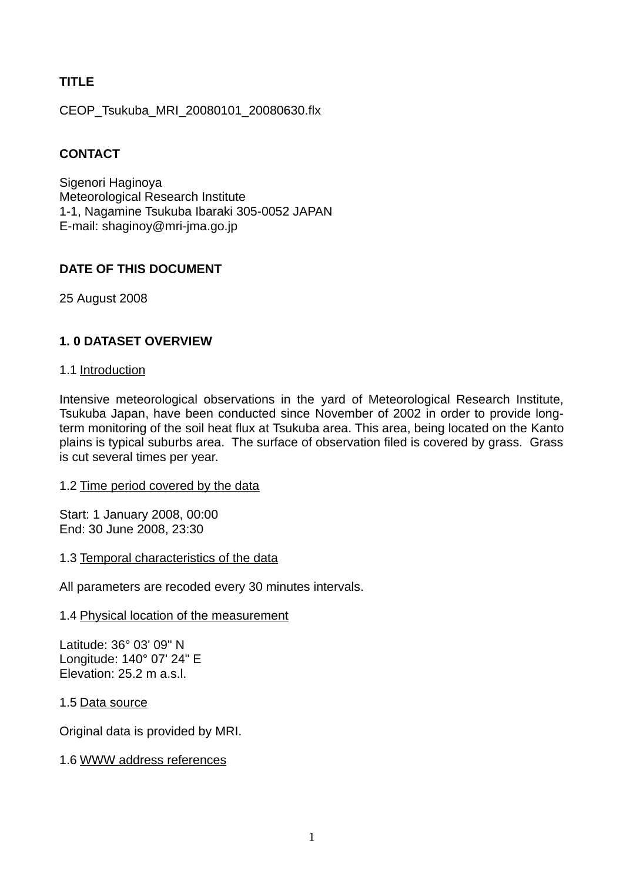**TITLE**

CEOP_Tsukuba_MRI_20080101_20080630.flx

**CONTACT**

Sigenori Haginoya
Meteorological Research Institute
1-1, Nagamine Tsukuba Ibaraki 305-0052 JAPAN
E-mail: shaginoy@mri-jma.go.jp

**DATE OF THIS DOCUMENT**

25 August 2008

## 1. 0 DATASET OVERVIEW

1.1 Introduction

Intensive meteorological observations in the yard of Meteorological Research Institute, Tsukuba Japan, have been conducted since November of 2002 in order to provide long-term monitoring of the soil heat flux at Tsukuba area. This area, being located on the Kanto plains is typical suburbs area. The surface of observation filed is covered by grass. Grass is cut several times per year.

1.2 Time period covered by the data

Start: 1 January 2008, 00:00
End: 30 June 2008, 23:30

1.3 Temporal characteristics of the data

All parameters are recoded every 30 minutes intervals.

1.4 Physical location of the measurement

Latitude: 36° 03' 09" N
Longitude: 140° 07' 24" E
Elevation: 25.2 m a.s.l.

1.5 Data source

Original data is provided by MRI.

1.6 WWW address references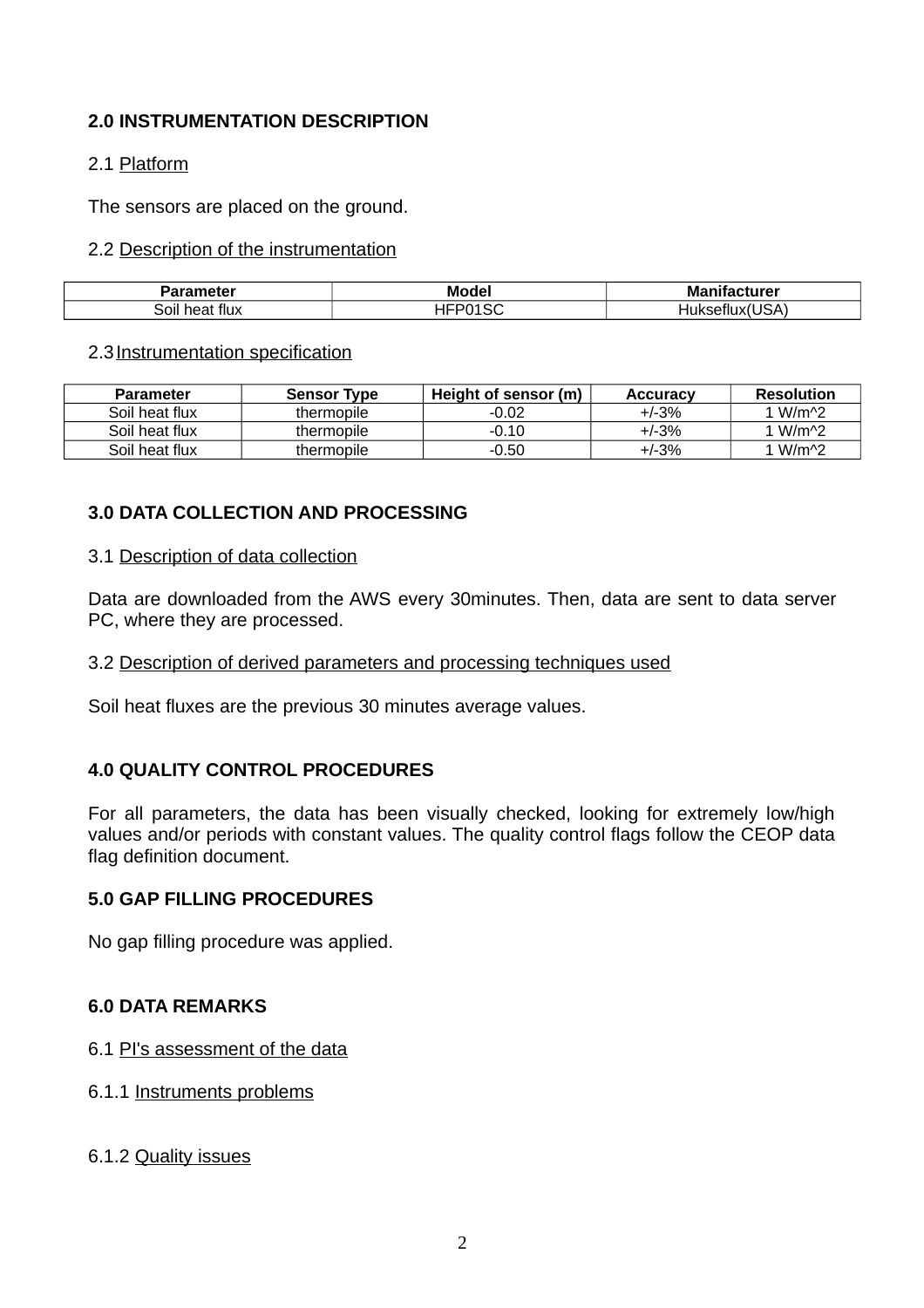## 2.0 INSTRUMENTATION DESCRIPTION

### 2.1 Platform

The sensors are placed on the ground.

### 2.2 Description of the instrumentation

| Parameter | Model | Manifacturer |
|---|---|---|
| Soil heat flux | HFP01SC | Hukseflux(USA) |

### 2.3 Instrumentation specification

| Parameter | Sensor Type | Height of sensor (m) | Accuracy | Resolution |
|---|---|---|---|---|
| Soil heat flux | thermopile | -0.02 | +/-3% | 1 W/m^2 |
| Soil heat flux | thermopile | -0.10 | +/-3% | 1 W/m^2 |
| Soil heat flux | thermopile | -0.50 | +/-3% | 1 W/m^2 |

## 3.0 DATA COLLECTION AND PROCESSING

### 3.1 Description of data collection

Data are downloaded from the AWS every 30minutes. Then, data are sent to data server PC, where they are processed.

### 3.2 Description of derived parameters and processing techniques used

Soil heat fluxes are the previous 30 minutes average values.

## 4.0 QUALITY CONTROL PROCEDURES

For all parameters, the data has been visually checked, looking for extremely low/high values and/or periods with constant values. The quality control flags follow the CEOP data flag definition document.

## 5.0 GAP FILLING PROCEDURES

No gap filling procedure was applied.

## 6.0 DATA REMARKS

### 6.1 PI's assessment of the data

#### 6.1.1 Instruments problems

#### 6.1.2 Quality issues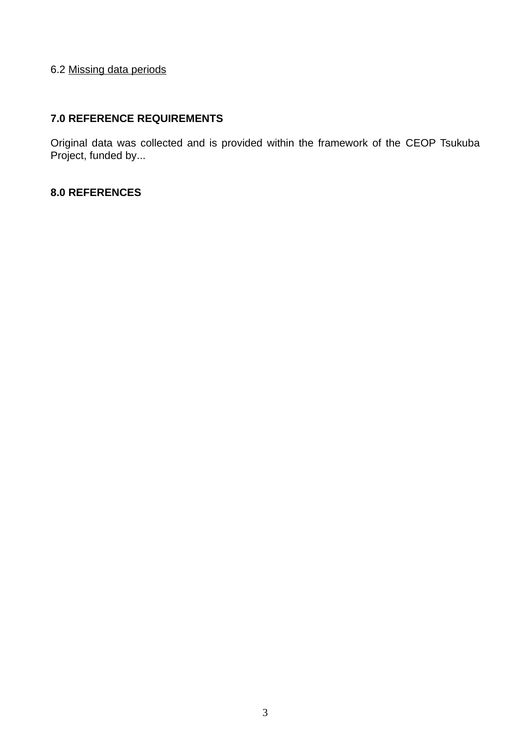6.2 Missing data periods

## 7.0 REFERENCE REQUIREMENTS

Original data was collected and is provided within the framework of the CEOP Tsukuba Project, funded by...

## 8.0 REFERENCES